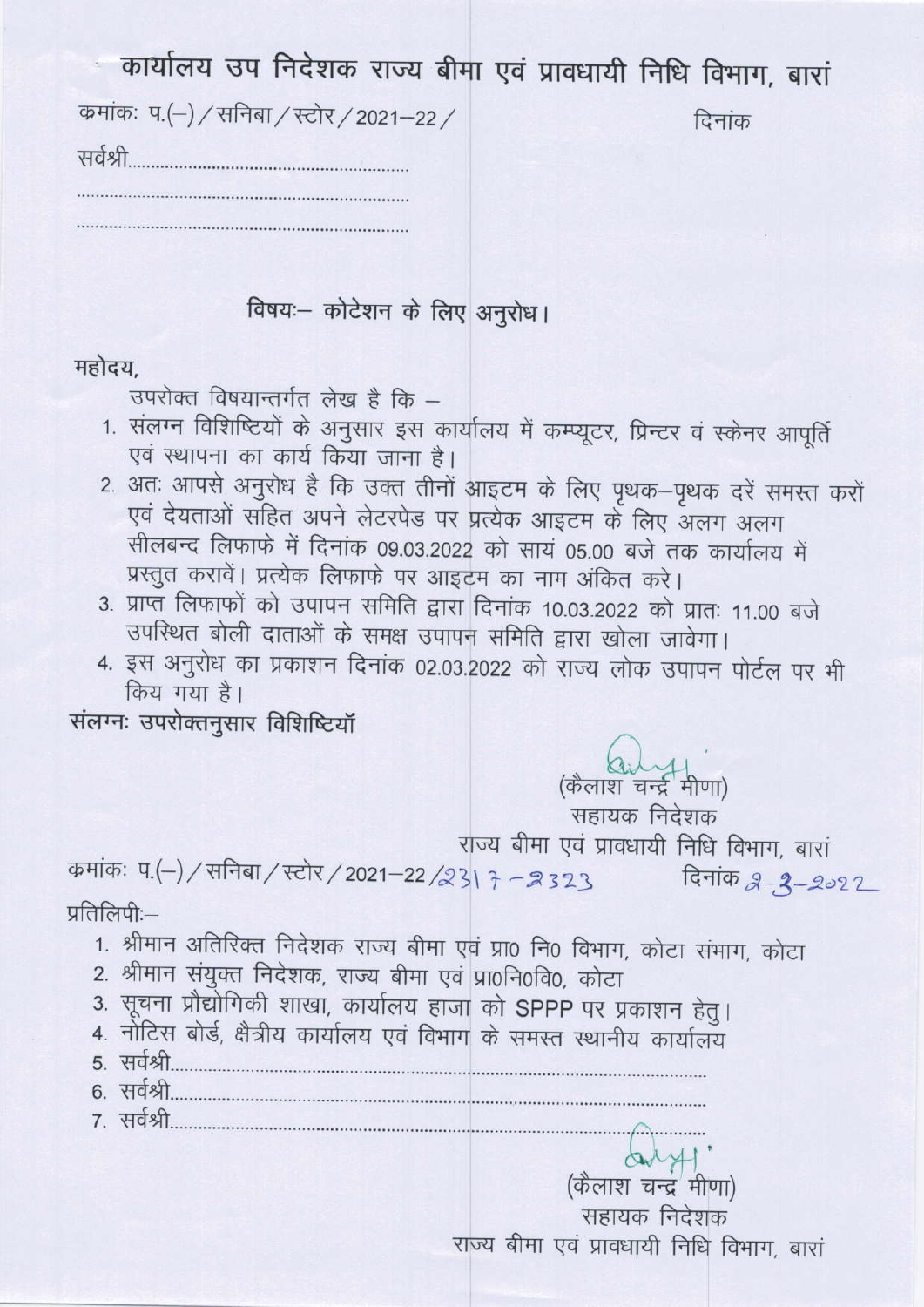# कार्यालय उप निदेशक राज्य बीमा एवं प्रावधायी निधि विभाग, बारां

क्रमांकः प.(–)/सनिबा/स्टोर/2021–22/ दिनांक

सर्वश्री.............................................................

.........................................................................

.........................................................................

**विषयः– कोटेशन के लिए अनुरोध।**

महोदय,

उपरोक्त विषयान्तर्गत लेख है कि –

1. संलग्न विशिष्टियों के अनुसार इस कार्यालय में कम्प्यूटर, प्रिन्टर वं स्केनर आपूर्ति एवं स्थापना का कार्य किया जाना है।
2. अतः आपसे अनुरोध है कि उक्त तीनों आइटम के लिए पृथक–पृथक दरें समस्त करों एवं देयताओं सहित अपने लेटरपेड पर प्रत्येक आइटम के लिए अलग अलग सीलबन्द लिफाफे में दिनांक 09.03.2022 को सायं 05.00 बजे तक कार्यालय में प्रस्तुत करावें। प्रत्येक लिफाफे पर आइटम का नाम अंकित करे।
3. प्राप्त लिफाफों को उपापन समिति द्वारा दिनांक 10.03.2022 को प्रातः 11.00 बजे उपस्थित बोली दाताओं के समक्ष उपापन समिति द्वारा खोला जावेगा।
4. इस अनुरोध का प्रकाशन दिनांक 02.03.2022 को राज्य लोक उपापन पोर्टल पर भी किय गया है।

संलग्नः उपरोक्तनुसार विशिष्टियॉं

(कैलाश चन्द्र मीणा)
सहायक निदेशक
राज्य बीमा एवं प्रावधायी निधि विभाग, बारां

क्रमांकः प.(–)/सनिबा/स्टोर/2021–22/2317-2323 दिनांक 2-3-2022

प्रतिलिपीः–

1. श्रीमान अतिरिक्त निदेशक राज्य बीमा एवं प्रा० नि० विभाग, कोटा संभाग, कोटा
2. श्रीमान संयुक्त निदेशक, राज्य बीमा एवं प्रा०नि०वि०, कोटा
3. सूचना प्रौद्योगिकी शाखा, कार्यालय हाजा को SPPP पर प्रकाशन हेतु।
4. नोटिस बोर्ड, क्षैत्रीय कार्यालय एवं विभाग के समस्त स्थानीय कार्यालय
5. सर्वश्री.............................................................................................
6. सर्वश्री.............................................................................................
7. सर्वश्री.............................................................................................

(कैलाश चन्द्र मीणा)
सहायक निदेशक
राज्य बीमा एवं प्रावधायी निधि विभाग, बारां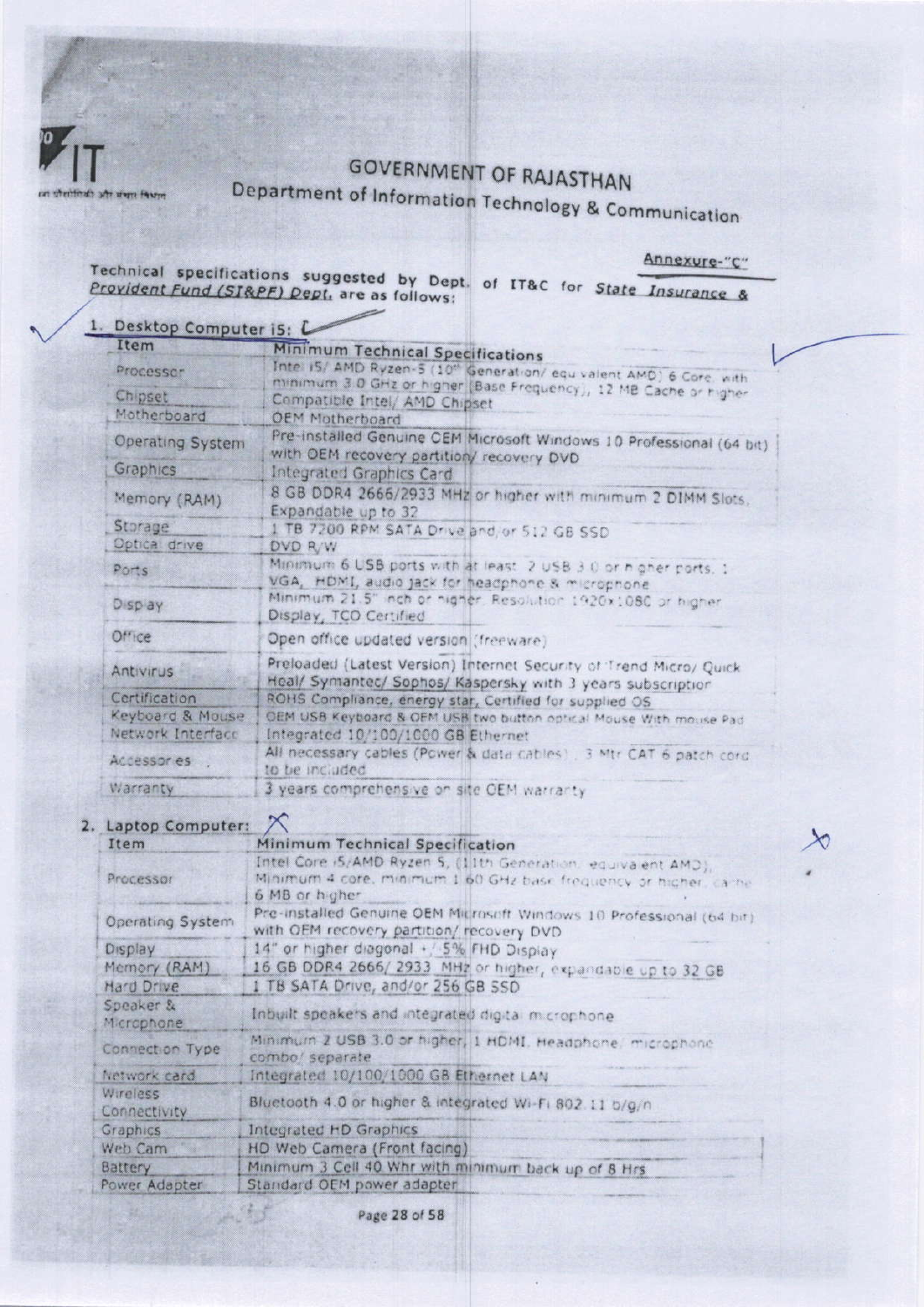# GOVERNMENT OF RAJASTHAN

## Department of Information Technology & Communication

Annexure-"C"

Technical specifications suggested by Dept. of IT&C for *State Insurance & Provident Fund (SI&PF) Dept.* are as follows:

### 1. Desktop Computer i5:

| Item | Minimum Technical Specifications |
|---|---|
| Processor | Intel i5/ AMD Ryzen-5 (10th Generation/ equivalent AMD) 6 Core, with minimum 3.0 GHz or higher (Base Frequency), 12 MB Cache or higher |
| Chipset | Compatible Intel/ AMD Chipset |
| Motherboard | OEM Motherboard |
| Operating System | Pre-installed Genuine OEM Microsoft Windows 10 Professional (64 bit) with OEM recovery partition/ recovery DVD |
| Graphics | Integrated Graphics Card |
| Memory (RAM) | 8 GB DDR4 2666/2933 MHz or higher with minimum 2 DIMM Slots, Expandable up to 32 |
| Storage | 1 TB 7200 RPM SATA Drive and/or 512 GB SSD |
| Optical drive | DVD R/W |
| Ports | Minimum 6 USB ports with at least 2 USB 3.0 or higher ports, 1 VGA, HDMI, audio jack for headphone & microphone |
| Display | Minimum 21.5" inch or higher, Resolution 1920x1080 or higher Display, TCO Certified |
| Office | Open office updated version (freeware) |
| Antivirus | Preloaded (Latest Version) Internet Security of Trend Micro/ Quick Heal/ Symantec/ Sophos/ Kaspersky with 3 years subscription |
| Certification | ROHS Compliance, energy star, Certified for supplied OS |
| Keyboard & Mouse | OEM USB Keyboard & OEM USB two button optical Mouse With mouse Pad |
| Network Interface | Integrated 10/100/1000 GB Ethernet |
| Accessories | All necessary cables (Power & data cables), 3 Mtr CAT 6 patch cord to be included |
| Warranty | 3 years comprehensive on site OEM warranty |

### 2. Laptop Computer:

| Item | Minimum Technical Specification |
|---|---|
| Processor | Intel Core i5/AMD Ryzen 5, (11th Generation, equivalent AMD), Minimum 4 core, minimum 1.60 GHz base frequency or higher, cache 6 MB or higher |
| Operating System | Pre-installed Genuine OEM Microsoft Windows 10 Professional (64 bit) with OEM recovery partition/ recovery DVD |
| Display | 14" or higher diagonal +/-5% FHD Display |
| Memory (RAM) | 16 GB DDR4 2666/ 2933 MHz or higher, expandable up to 32 GB |
| Hard Drive | 1 TB SATA Drive, and/or 256 GB SSD |
| Speaker & Microphone | Inbuilt speakers and integrated digital microphone |
| Connection Type | Minimum 2 USB 3.0 or higher, 1 HDMI, Headphone/ microphone combo/ separate |
| Network card | Integrated 10/100/1000 GB Ethernet LAN |
| Wireless Connectivity | Bluetooth 4.0 or higher & integrated Wi-Fi 802.11 b/g/n |
| Graphics | Integrated HD Graphics |
| Web Cam | HD Web Camera (Front facing) |
| Battery | Minimum 3 Cell 40 Whr with minimum back up of 8 Hrs |
| Power Adapter | Standard OEM power adapter |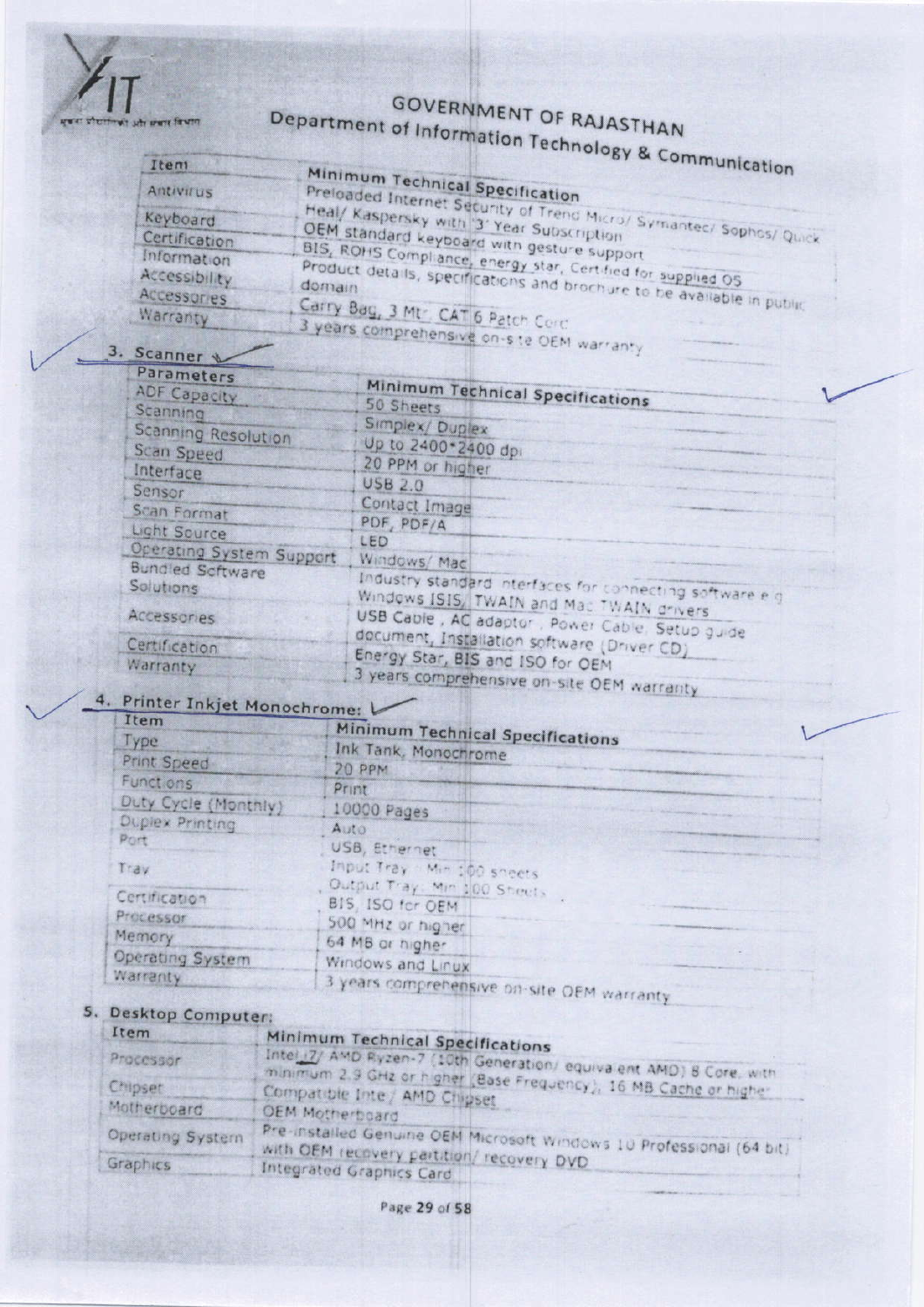# GOVERNMENT OF RAJASTHAN

## Department of Information Technology & Communication

| Item | Minimum Technical Specification |
|---|---|
| Antivirus | Preloaded Internet Security of Trend Micro/ Symantec/ Sophos/ Quick Heal/ Kaspersky with '3' Year Subscription |
| Keyboard | OEM standard keyboard with gesture support |
| Certification | BIS, ROHS Compliance, energy star, Certified for supplied OS |
| Information Accessibility | Product details, specifications and brochure to be available in public domain |
| Accessories | Carry Bag, 3 Mtr. CAT 6 Patch Cord |
| Warranty | 3 years comprehensive on-site OEM warranty |

### 3. Scanner

| Parameters | Minimum Technical Specifications |
|---|---|
| ADF Capacity | 50 Sheets |
| Scanning | Simplex/ Duplex |
| Scanning Resolution | Up to 2400*2400 dpi |
| Scan Speed | 20 PPM or higher |
| Interface | USB 2.0 |
| Sensor | Contact Image |
| Scan Format | PDF, PDF/A |
| Light Source | LED |
| Operating System Support | Windows/ Mac |
| Bundled Software Solutions | Industry standard interfaces for connecting software e.g Windows ISIS, TWAIN and Mac TWAIN drivers |
| Accessories | USB Cable , AC adaptor , Power Cable, Setup guide document, Installation software (Driver CD) |
| Certification | Energy Star, BIS and ISO for OEM |
| Warranty | 3 years comprehensive on-site OEM warranty |

### 4. Printer Inkjet Monochrome:

| Item | Minimum Technical Specifications |
|---|---|
| Type | Ink Tank, Monochrome |
| Print Speed | 20 PPM |
| Functions | Print |
| Duty Cycle (Monthly) | 10000 Pages |
| Duplex Printing | Auto |
| Port | USB, Ethernet |
| Tray | Input Tray - Min 100 sheets<br>Output Tray - Min 100 Sheets |
| Certification | BIS, ISO for OEM |
| Processor | 500 MHz or higher |
| Memory | 64 MB or higher |
| Operating System | Windows and Linux |
| Warranty | 3 years comprehensive on-site OEM warranty |

### 5. Desktop Computer:

| Item | Minimum Technical Specifications |
|---|---|
| Processor | Intel i7/ AMD Ryzen-7 (10th Generation/ equivalent AMD) 8 Core, with minimum 2.9 GHz or higher (Base Frequency), 16 MB Cache or higher |
| Chipset | Compatible Intel/ AMD Chipset |
| Motherboard | OEM Motherboard |
| Operating System | Pre-installed Genuine OEM Microsoft Windows 10 Professional (64 bit) with OEM recovery partition/ recovery DVD |
| Graphics | Integrated Graphics Card |